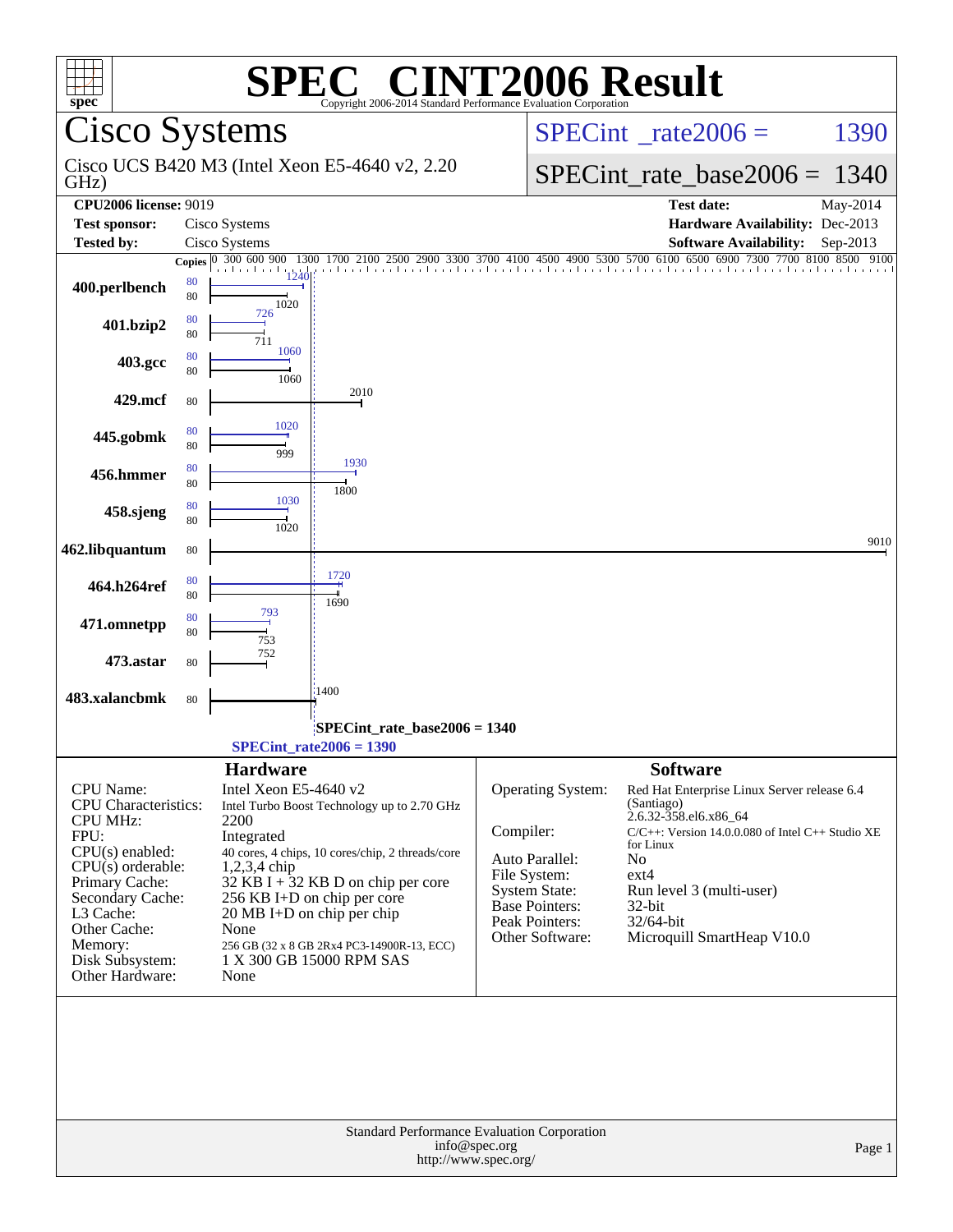# SPEC CINT2006 Result

Copyright 2006-2014 Standard Performance Evaluation Corporation

## Cisco Systems

Cisco UCS B420 M3 (Intel Xeon E5-4640 v2, 2.20 GHz)

SPECint_rate2006 = 1390

SPECint_rate_base2006 = 1340

| | | | |
|---|---|---|---|
| **CPU2006 license:** 9019 | | **Test date:** | May-2014 |
| **Test sponsor:** | Cisco Systems | **Hardware Availability:** | Dec-2013 |
| **Tested by:** | Cisco Systems | **Software Availability:** | Sep-2013 |

| Benchmark | Copies (peak) | Copies (base) | Peak | Base |
|---|---|---|---|---|
| 400.perlbench | 80 | 80 | 1240 | 1020 |
| 401.bzip2 | 80 | 80 | 726 | 711 |
| 403.gcc | 80 | 80 | 1060 | 1060 |
| 429.mcf | | 80 | | 2010 |
| 445.gobmk | 80 | 80 | 1020 | 999 |
| 456.hmmer | 80 | 80 | 1930 | 1800 |
| 458.sjeng | 80 | 80 | 1030 | 1020 |
| 462.libquantum | | 80 | | 9010 |
| 464.h264ref | 80 | 80 | 1720 | 1690 |
| 471.omnetpp | 80 | 80 | 793 | 753 |
| 473.astar | | 80 | | 752 |
| 483.xalancbmk | | 80 | | 1400 |

SPECint_rate_base2006 = 1340

SPECint_rate2006 = 1390

### Hardware

| | |
|---|---|
| CPU Name: | Intel Xeon E5-4640 v2 |
| CPU Characteristics: | Intel Turbo Boost Technology up to 2.70 GHz |
| CPU MHz: | 2200 |
| FPU: | Integrated |
| CPU(s) enabled: | 40 cores, 4 chips, 10 cores/chip, 2 threads/core |
| CPU(s) orderable: | 1,2,3,4 chip |
| Primary Cache: | 32 KB I + 32 KB D on chip per core |
| Secondary Cache: | 256 KB I+D on chip per core |
| L3 Cache: | 20 MB I+D on chip per chip |
| Other Cache: | None |
| Memory: | 256 GB (32 x 8 GB 2Rx4 PC3-14900R-13, ECC) |
| Disk Subsystem: | 1 X 300 GB 15000 RPM SAS |
| Other Hardware: | None |

### Software

| | |
|---|---|
| Operating System: | Red Hat Enterprise Linux Server release 6.4 (Santiago) 2.6.32-358.el6.x86_64 |
| Compiler: | C/C++: Version 14.0.0.080 of Intel C++ Studio XE for Linux |
| Auto Parallel: | No |
| File System: | ext4 |
| System State: | Run level 3 (multi-user) |
| Base Pointers: | 32-bit |
| Peak Pointers: | 32/64-bit |
| Other Software: | Microquill SmartHeap V10.0 |

Standard Performance Evaluation Corporation
info@spec.org
http://www.spec.org/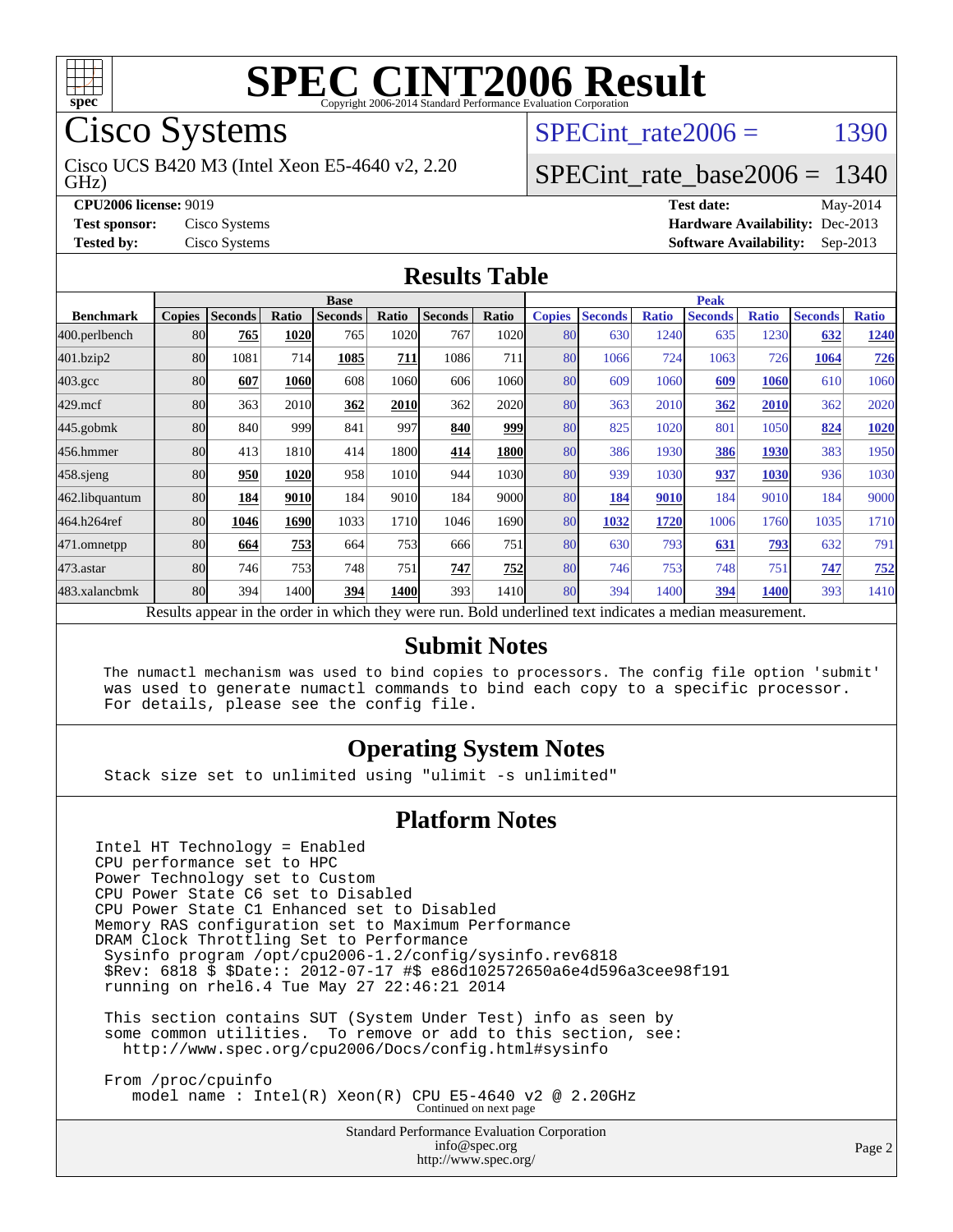# SPEC CINT2006 Result

Copyright 2006-2014 Standard Performance Evaluation Corporation

## Cisco Systems

Cisco UCS B420 M3 (Intel Xeon E5-4640 v2, 2.20 GHz)

SPECint_rate2006 = 1390

SPECint_rate_base2006 = 1340

**CPU2006 license:** 9019
**Test sponsor:** Cisco Systems
**Tested by:** Cisco Systems

**Test date:** May-2014
**Hardware Availability:** Dec-2013
**Software Availability:** Sep-2013

## Results Table

| Benchmark | Base | | | | | | | Peak | | | | | | |
|---|---|---|---|---|---|---|---|---|---|---|---|---|---|---|
| | Copies | Seconds | Ratio | Seconds | Ratio | Seconds | Ratio | Copies | Seconds | Ratio | Seconds | Ratio | Seconds | Ratio |
| 400.perlbench | 80 | **765** | **1020** | 765 | 1020 | 767 | 1020 | 80 | 630 | 1240 | 635 | 1230 | **632** | **1240** |
| 401.bzip2 | 80 | 1081 | 714 | **1085** | **711** | 1086 | 711 | 80 | 1066 | 724 | 1063 | 726 | **1064** | **726** |
| 403.gcc | 80 | **607** | **1060** | 608 | 1060 | 606 | 1060 | 80 | 609 | 1060 | **609** | **1060** | 610 | 1060 |
| 429.mcf | 80 | 363 | 2010 | **362** | **2010** | 362 | 2020 | 80 | 363 | 2010 | **362** | **2010** | 362 | 2020 |
| 445.gobmk | 80 | 840 | 999 | 841 | 997 | **840** | **999** | 80 | 825 | 1020 | 801 | 1050 | **824** | **1020** |
| 456.hmmer | 80 | 413 | 1810 | 414 | 1800 | **414** | **1800** | 80 | 386 | 1930 | **386** | **1930** | 383 | 1950 |
| 458.sjeng | 80 | **950** | **1020** | 958 | 1010 | 944 | 1030 | 80 | 939 | 1030 | **937** | **1030** | 936 | 1030 |
| 462.libquantum | 80 | **184** | **9010** | 184 | 9010 | 184 | 9000 | 80 | **184** | **9010** | 184 | 9010 | 184 | 9000 |
| 464.h264ref | 80 | **1046** | **1690** | 1033 | 1710 | 1046 | 1690 | 80 | **1032** | **1720** | 1006 | 1760 | 1035 | 1710 |
| 471.omnetpp | 80 | **664** | **753** | 664 | 753 | 666 | 751 | 80 | 630 | 793 | **631** | **793** | 632 | 791 |
| 473.astar | 80 | 746 | 753 | 748 | 751 | **747** | **752** | 80 | 746 | 753 | 748 | 751 | **747** | **752** |
| 483.xalancbmk | 80 | 394 | 1400 | **394** | **1400** | 393 | 1410 | 80 | 394 | 1400 | **394** | **1400** | 393 | 1410 |

Results appear in the order in which they were run. Bold underlined text indicates a median measurement.

## Submit Notes

```
The numactl mechanism was used to bind copies to processors. The config file option 'submit'
was used to generate numactl commands to bind each copy to a specific processor.
For details, please see the config file.
```

## Operating System Notes

```
Stack size set to unlimited using "ulimit -s unlimited"
```

## Platform Notes

```
Intel HT Technology = Enabled
CPU performance set to HPC
Power Technology set to Custom
CPU Power State C6 set to Disabled
CPU Power State C1 Enhanced set to Disabled
Memory RAS configuration set to Maximum Performance
DRAM Clock Throttling Set to Performance
 Sysinfo program /opt/cpu2006-1.2/config/sysinfo.rev6818
 $Rev: 6818 $ $Date:: 2012-07-17 #$ e86d102572650a6e4d596a3cee98f191
 running on rhel6.4 Tue May 27 22:46:21 2014

 This section contains SUT (System Under Test) info as seen by
 some common utilities.  To remove or add to this section, see:
   http://www.spec.org/cpu2006/Docs/config.html#sysinfo

 From /proc/cpuinfo
    model name : Intel(R) Xeon(R) CPU E5-4640 v2 @ 2.20GHz
```

Continued on next page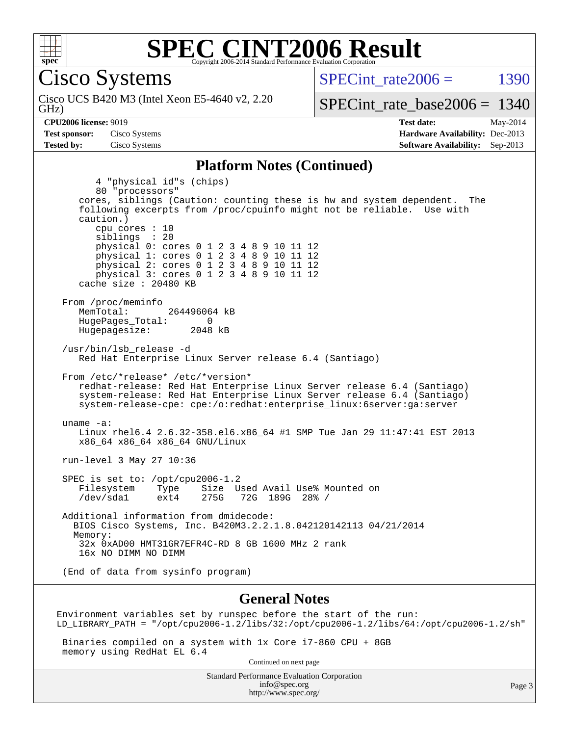# SPEC CINT2006 Result

Copyright 2006-2014 Standard Performance Evaluation Corporation

**Cisco Systems**

Cisco UCS B420 M3 (Intel Xeon E5-4640 v2, 2.20 GHz)

SPECint_rate2006 = 1390

SPECint_rate_base2006 = 1340

**CPU2006 license:** 9019
**Test sponsor:** Cisco Systems
**Tested by:** Cisco Systems

**Test date:** May-2014
**Hardware Availability:** Dec-2013
**Software Availability:** Sep-2013

## Platform Notes (Continued)

```
      4 "physical id"s (chips)
      80 "processors"
   cores, siblings (Caution: counting these is hw and system dependent.  The
   following excerpts from /proc/cpuinfo might not be reliable.  Use with
   caution.)
      cpu cores : 10
      siblings  : 20
      physical 0: cores 0 1 2 3 4 8 9 10 11 12
      physical 1: cores 0 1 2 3 4 8 9 10 11 12
      physical 2: cores 0 1 2 3 4 8 9 10 11 12
      physical 3: cores 0 1 2 3 4 8 9 10 11 12
   cache size : 20480 KB

From /proc/meminfo
   MemTotal:       264496064 kB
   HugePages_Total:       0
   Hugepagesize:       2048 kB

/usr/bin/lsb_release -d
   Red Hat Enterprise Linux Server release 6.4 (Santiago)

From /etc/*release* /etc/*version*
   redhat-release: Red Hat Enterprise Linux Server release 6.4 (Santiago)
   system-release: Red Hat Enterprise Linux Server release 6.4 (Santiago)
   system-release-cpe: cpe:/o:redhat:enterprise_linux:6server:ga:server

uname -a:
   Linux rhel6.4 2.6.32-358.el6.x86_64 #1 SMP Tue Jan 29 11:47:41 EST 2013
   x86_64 x86_64 x86_64 GNU/Linux

run-level 3 May 27 10:36

SPEC is set to: /opt/cpu2006-1.2
   Filesystem    Type    Size  Used Avail Use% Mounted on
   /dev/sda1     ext4    275G   72G  189G  28% /

Additional information from dmidecode:
  BIOS Cisco Systems, Inc. B420M3.2.2.1.8.042120142113 04/21/2014
  Memory:
   32x 0xAD00 HMT31GR7EFR4C-RD 8 GB 1600 MHz 2 rank
   16x NO DIMM NO DIMM

(End of data from sysinfo program)
```

## General Notes

```
Environment variables set by runspec before the start of the run:
LD_LIBRARY_PATH = "/opt/cpu2006-1.2/libs/32:/opt/cpu2006-1.2/libs/64:/opt/cpu2006-1.2/sh"

 Binaries compiled on a system with 1x Core i7-860 CPU + 8GB
 memory using RedHat EL 6.4
```

Continued on next page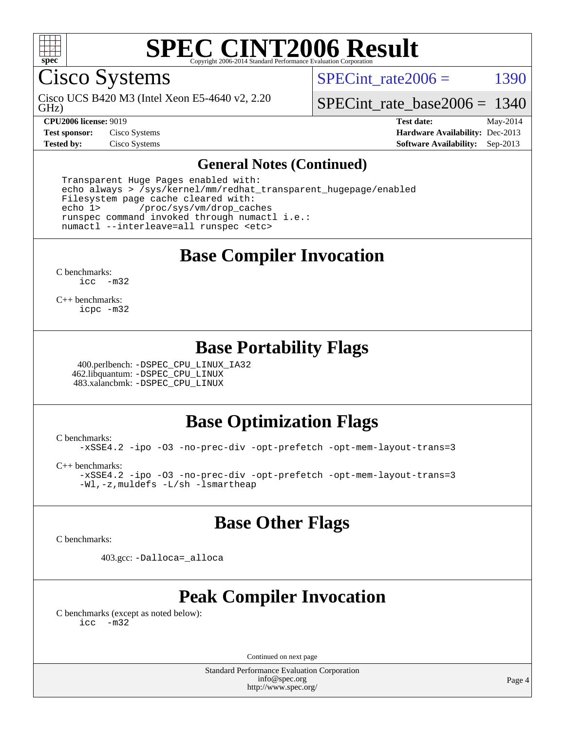# SPEC CINT2006 Result

## Cisco Systems

Cisco UCS B420 M3 (Intel Xeon E5-4640 v2, 2.20 GHz)

SPECint_rate2006 = 1390

SPECint_rate_base2006 = 1340

**CPU2006 license:** 9019
**Test sponsor:** Cisco Systems
**Tested by:** Cisco Systems

**Test date:** May-2014
**Hardware Availability:** Dec-2013
**Software Availability:** Sep-2013

### General Notes (Continued)

```
Transparent Huge Pages enabled with:
echo always > /sys/kernel/mm/redhat_transparent_hugepage/enabled
Filesystem page cache cleared with:
echo 1>       /proc/sys/vm/drop_caches
runspec command invoked through numactl i.e.:
numactl --interleave=all runspec <etc>
```

### Base Compiler Invocation

C benchmarks:
```
icc   -m32
```

C++ benchmarks:
```
icpc -m32
```

### Base Portability Flags

400.perlbench: -DSPEC_CPU_LINUX_IA32
462.libquantum: -DSPEC_CPU_LINUX
483.xalancbmk: -DSPEC_CPU_LINUX

### Base Optimization Flags

C benchmarks:
```
-xSSE4.2 -ipo -O3 -no-prec-div -opt-prefetch -opt-mem-layout-trans=3
```

C++ benchmarks:
```
-xSSE4.2 -ipo -O3 -no-prec-div -opt-prefetch -opt-mem-layout-trans=3
-Wl,-z,muldefs -L/sh -lsmartheap
```

### Base Other Flags

C benchmarks:

403.gcc: -Dalloca=_alloca

### Peak Compiler Invocation

C benchmarks (except as noted below):
```
icc   -m32
```

Continued on next page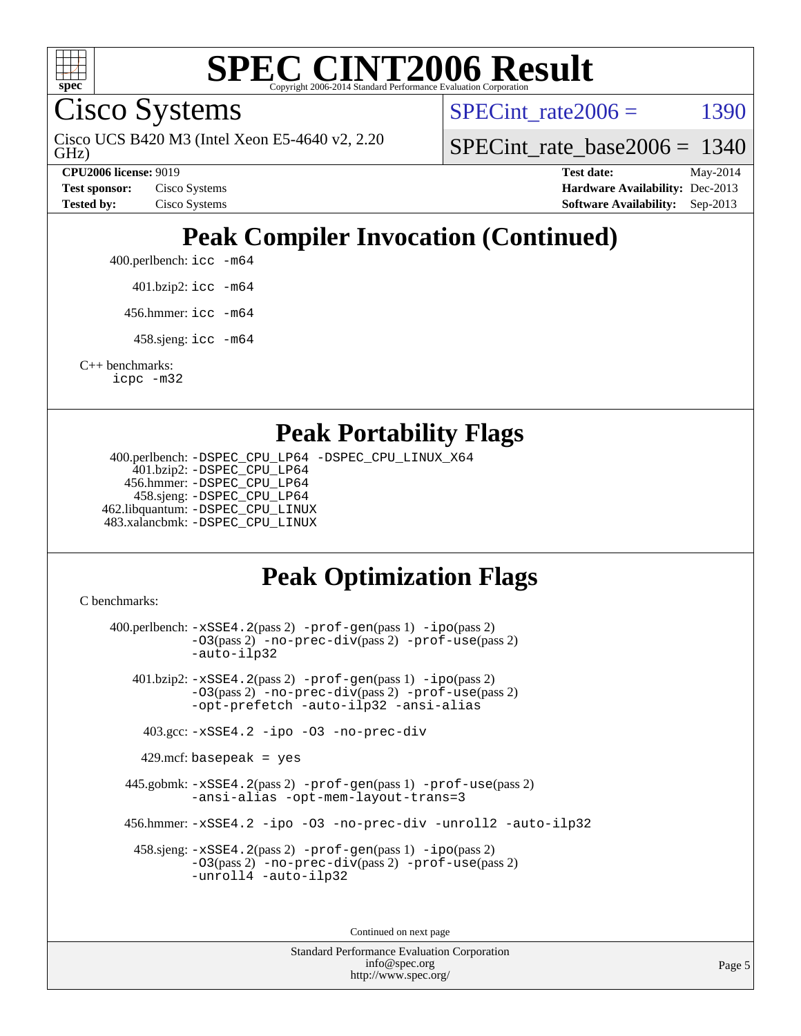# SPEC CINT2006 Result

Copyright 2006-2014 Standard Performance Evaluation Corporation

## Cisco Systems

Cisco UCS B420 M3 (Intel Xeon E5-4640 v2, 2.20 GHz)

SPECint_rate2006 = 1390

SPECint_rate_base2006 = 1340

**CPU2006 license:** 9019
**Test sponsor:** Cisco Systems
**Tested by:** Cisco Systems

**Test date:** May-2014
**Hardware Availability:** Dec-2013
**Software Availability:** Sep-2013

## Peak Compiler Invocation (Continued)

400.perlbench: `icc -m64`

401.bzip2: `icc -m64`

456.hmmer: `icc -m64`

458.sjeng: `icc -m64`

C++ benchmarks:
`icpc -m32`

## Peak Portability Flags

400.perlbench: `-DSPEC_CPU_LP64 -DSPEC_CPU_LINUX_X64`
401.bzip2: `-DSPEC_CPU_LP64`
456.hmmer: `-DSPEC_CPU_LP64`
458.sjeng: `-DSPEC_CPU_LP64`
462.libquantum: `-DSPEC_CPU_LINUX`
483.xalancbmk: `-DSPEC_CPU_LINUX`

## Peak Optimization Flags

C benchmarks:

400.perlbench: `-xSSE4.2`(pass 2) `-prof-gen`(pass 1) `-ipo`(pass 2) `-O3`(pass 2) `-no-prec-div`(pass 2) `-prof-use`(pass 2) `-auto-ilp32`

401.bzip2: `-xSSE4.2`(pass 2) `-prof-gen`(pass 1) `-ipo`(pass 2) `-O3`(pass 2) `-no-prec-div`(pass 2) `-prof-use`(pass 2) `-opt-prefetch -auto-ilp32 -ansi-alias`

403.gcc: `-xSSE4.2 -ipo -O3 -no-prec-div`

429.mcf: `basepeak = yes`

445.gobmk: `-xSSE4.2`(pass 2) `-prof-gen`(pass 1) `-prof-use`(pass 2) `-ansi-alias -opt-mem-layout-trans=3`

456.hmmer: `-xSSE4.2 -ipo -O3 -no-prec-div -unroll2 -auto-ilp32`

458.sjeng: `-xSSE4.2`(pass 2) `-prof-gen`(pass 1) `-ipo`(pass 2) `-O3`(pass 2) `-no-prec-div`(pass 2) `-prof-use`(pass 2) `-unroll4 -auto-ilp32`

Continued on next page

Standard Performance Evaluation Corporation
info@spec.org
http://www.spec.org/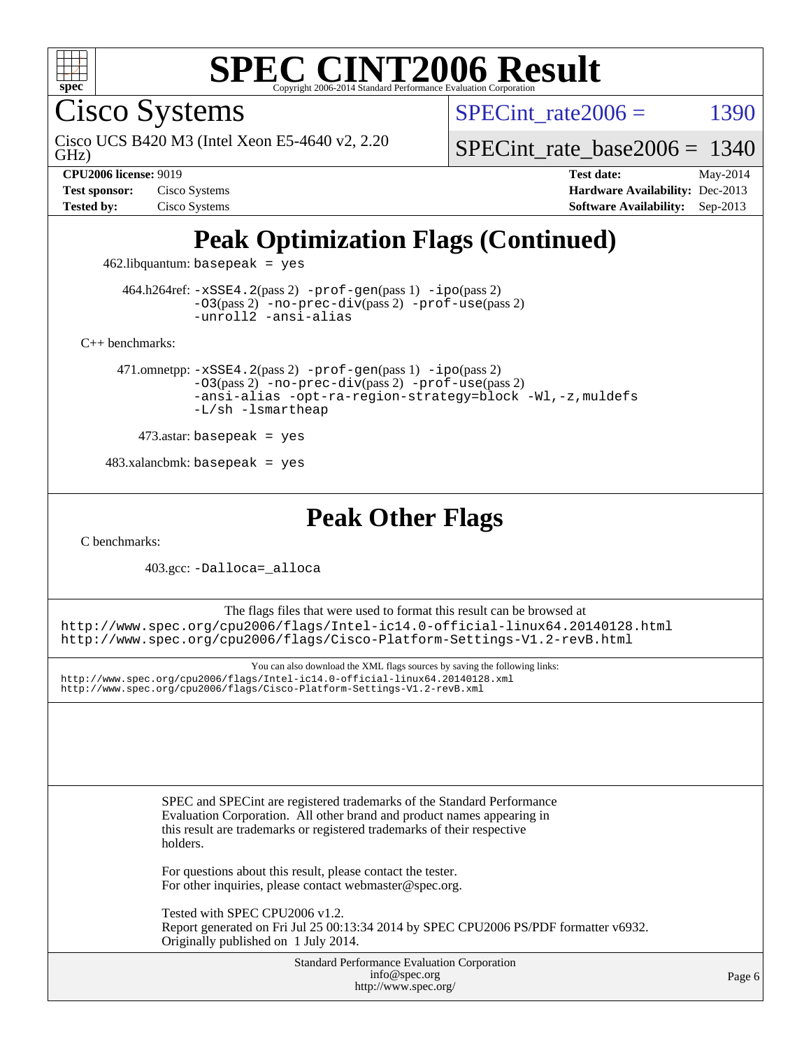# Peak Optimization Flags (Continued)

462.libquantum: `basepeak = yes`

464.h264ref: `-xSSE4.2`(pass 2) `-prof-gen`(pass 1) `-ipo`(pass 2) `-O3`(pass 2) `-no-prec-div`(pass 2) `-prof-use`(pass 2) `-unroll2 -ansi-alias`

C++ benchmarks:

471.omnetpp: `-xSSE4.2`(pass 2) `-prof-gen`(pass 1) `-ipo`(pass 2) `-O3`(pass 2) `-no-prec-div`(pass 2) `-prof-use`(pass 2) `-ansi-alias -opt-ra-region-strategy=block -Wl,-z,muldefs -L/sh -lsmartheap`

473.astar: `basepeak = yes`

483.xalancbmk: `basepeak = yes`

# Peak Other Flags

C benchmarks:

403.gcc: `-Dalloca=_alloca`

The flags files that were used to format this result can be browsed at
http://www.spec.org/cpu2006/flags/Intel-ic14.0-official-linux64.20140128.html
http://www.spec.org/cpu2006/flags/Cisco-Platform-Settings-V1.2-revB.html

You can also download the XML flags sources by saving the following links:
http://www.spec.org/cpu2006/flags/Intel-ic14.0-official-linux64.20140128.xml
http://www.spec.org/cpu2006/flags/Cisco-Platform-Settings-V1.2-revB.xml

SPEC and SPECint are registered trademarks of the Standard Performance Evaluation Corporation. All other brand and product names appearing in this result are trademarks or registered trademarks of their respective holders.

For questions about this result, please contact the tester.
For other inquiries, please contact webmaster@spec.org.

Tested with SPEC CPU2006 v1.2.
Report generated on Fri Jul 25 00:13:34 2014 by SPEC CPU2006 PS/PDF formatter v6932.
Originally published on 1 July 2014.